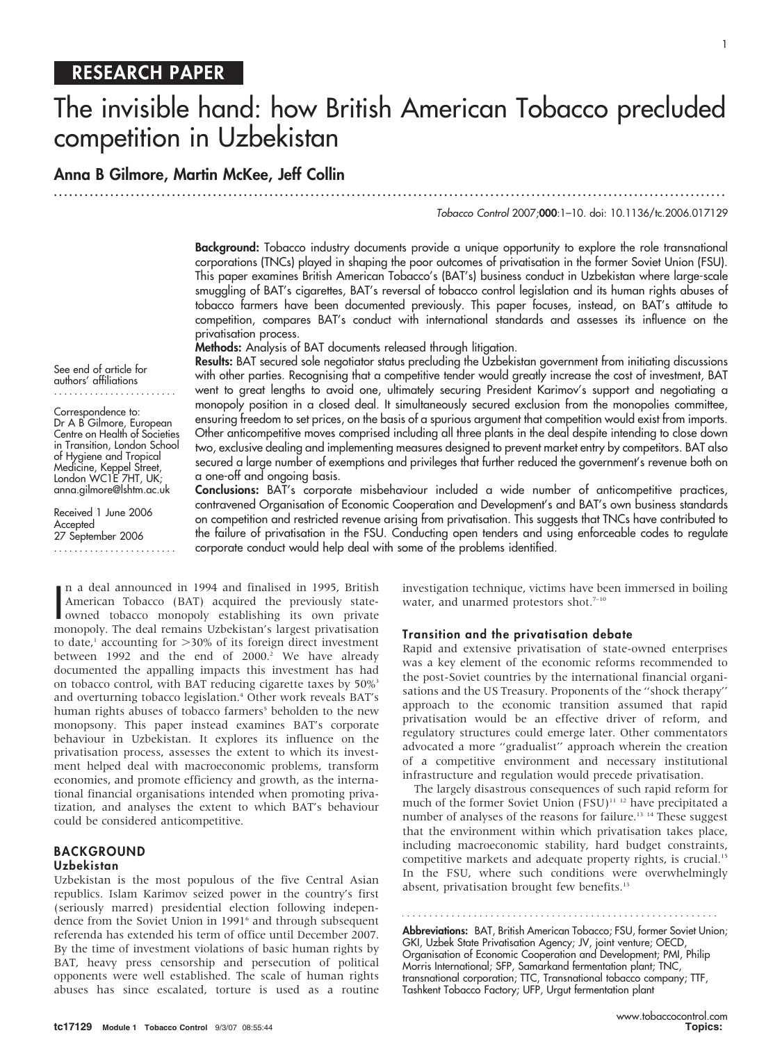RESEARCH PAPER

# The invisible hand: how British American Tobacco precluded competition in Uzbekistan

**Anna B Gilmore, Martin McKee, Jeff Collin**

*Tobacco Control* 2007;**000**:1–10. doi: 10.1136/tc.2006.017129

**Background:** Tobacco industry documents provide a unique opportunity to explore the role transnational corporations (TNCs) played in shaping the poor outcomes of privatisation in the former Soviet Union (FSU). This paper examines British American Tobacco's (BAT's) business conduct in Uzbekistan where large-scale smuggling of BAT's cigarettes, BAT's reversal of tobacco control legislation and its human rights abuses of tobacco farmers have been documented previously. This paper focuses, instead, on BAT's attitude to competition, compares BAT's conduct with international standards and assesses its influence on the privatisation process.

**Methods:** Analysis of BAT documents released through litigation.

**Results:** BAT secured sole negotiator status precluding the Uzbekistan government from initiating discussions with other parties. Recognising that a competitive tender would greatly increase the cost of investment, BAT went to great lengths to avoid one, ultimately securing President Karimov's support and negotiating a monopoly position in a closed deal. It simultaneously secured exclusion from the monopolies committee, ensuring freedom to set prices, on the basis of a spurious argument that competition would exist from imports. Other anticompetitive moves comprised including all three plants in the deal despite intending to close down two, exclusive dealing and implementing measures designed to prevent market entry by competitors. BAT also secured a large number of exemptions and privileges that further reduced the government's revenue both on a one-off and ongoing basis.

**Conclusions:** BAT's corporate misbehaviour included a wide number of anticompetitive practices, contravened Organisation of Economic Cooperation and Development's and BAT's own business standards on competition and restricted revenue arising from privatisation. This suggests that TNCs have contributed to the failure of privatisation in the FSU. Conducting open tenders and using enforceable codes to regulate corporate conduct would help deal with some of the problems identified.

See end of article for authors' affiliations

Correspondence to: Dr A B Gilmore, European Centre on Health of Societies in Transition, London School of Hygiene and Tropical Medicine, Keppel Street, London WC1E 7HT, UK; anna.gilmore@lshtm.ac.uk

Received 1 June 2006
Accepted 27 September 2006

In a deal announced in 1994 and finalised in 1995, British American Tobacco (BAT) acquired the previously state-owned tobacco monopoly establishing its own private monopoly. The deal remains Uzbekistan's largest privatisation to date,[1] accounting for >30% of its foreign direct investment between 1992 and the end of 2000.[2] We have already documented the appalling impacts this investment has had on tobacco control, with BAT reducing cigarette taxes by 50%[3] and overturning tobacco legislation.[4] Other work reveals BAT's human rights abuses of tobacco farmers[5] beholden to the new monopsony. This paper instead examines BAT's corporate behaviour in Uzbekistan. It explores its influence on the privatisation process, assesses the extent to which its investment helped deal with macroeconomic problems, transform economies, and promote efficiency and growth, as the international financial organisations intended when promoting privatization, and analyses the extent to which BAT's behaviour could be considered anticompetitive.

## BACKGROUND

### Uzbekistan

Uzbekistan is the most populous of the five Central Asian republics. Islam Karimov seized power in the country's first (seriously marred) presidential election following independence from the Soviet Union in 1991[6] and through subsequent referenda has extended his term of office until December 2007. By the time of investment violations of basic human rights by BAT, heavy press censorship and persecution of political opponents were well established. The scale of human rights abuses has since escalated, torture is used as a routine investigation technique, victims have been immersed in boiling water, and unarmed protestors shot.[7–10]

### Transition and the privatisation debate

Rapid and extensive privatisation of state-owned enterprises was a key element of the economic reforms recommended to the post-Soviet countries by the international financial organisations and the US Treasury. Proponents of the "shock therapy" approach to the economic transition assumed that rapid privatisation would be an effective driver of reform, and regulatory structures could emerge later. Other commentators advocated a more "gradualist" approach wherein the creation of a competitive environment and necessary institutional infrastructure and regulation would precede privatisation.

The largely disastrous consequences of such rapid reform for much of the former Soviet Union (FSU)[11 12] have precipitated a number of analyses of the reasons for failure.[13 14] These suggest that the environment within which privatisation takes place, including macroeconomic stability, hard budget constraints, competitive markets and adequate property rights, is crucial.[15] In the FSU, where such conditions were overwhelmingly absent, privatisation brought few benefits.[13]

**Abbreviations:** BAT, British American Tobacco; FSU, former Soviet Union; GKI, Uzbek State Privatisation Agency; JV, joint venture; OECD, Organisation of Economic Cooperation and Development; PMI, Philip Morris International; SFP, Samarkand fermentation plant; TNC, transnational corporation; TTC, Transnational tobacco company; TTF, Tashkent Tobacco Factory; UFP, Urgut fermentation plant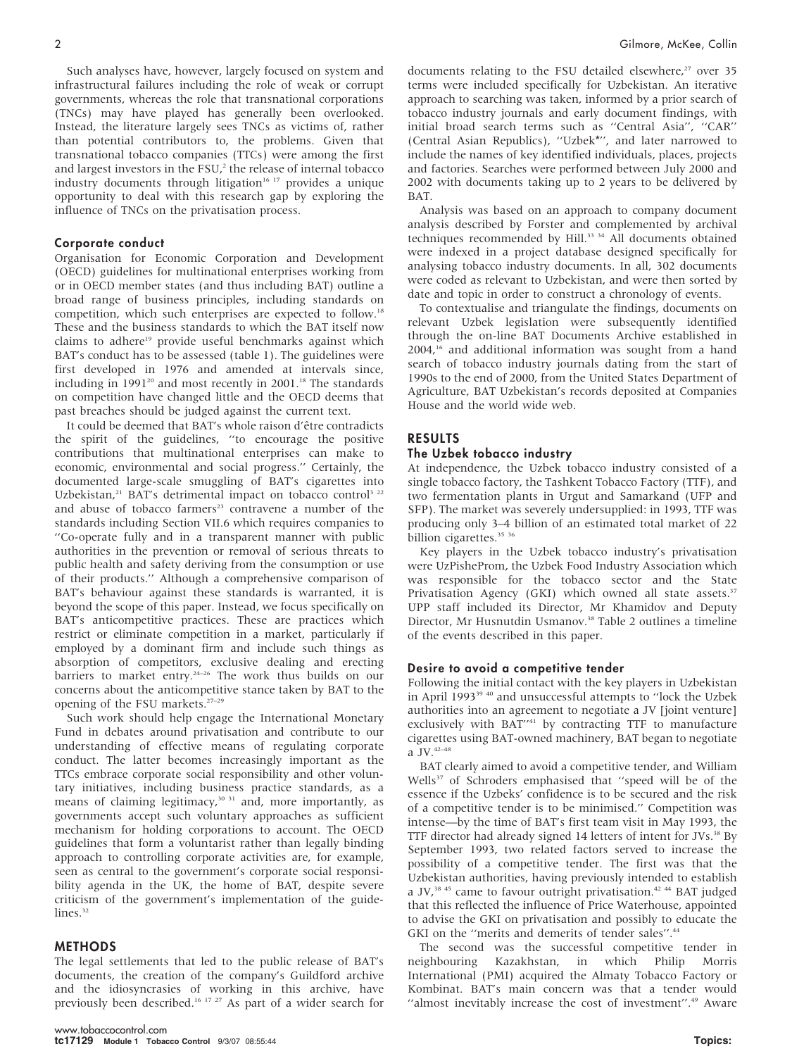Such analyses have, however, largely focused on system and infrastructural failures including the role of weak or corrupt governments, whereas the role that transnational corporations (TNCs) may have played has generally been overlooked. Instead, the literature largely sees TNCs as victims of, rather than potential contributors to, the problems. Given that transnational tobacco companies (TTCs) were among the first and largest investors in the FSU,[2] the release of internal tobacco industry documents through litigation[16 17] provides a unique opportunity to deal with this research gap by exploring the influence of TNCs on the privatisation process.

### Corporate conduct

Organisation for Economic Corporation and Development (OECD) guidelines for multinational enterprises working from or in OECD member states (and thus including BAT) outline a broad range of business principles, including standards on competition, which such enterprises are expected to follow.[18] These and the business standards to which the BAT itself now claims to adhere[19] provide useful benchmarks against which BAT's conduct has to be assessed (table 1). The guidelines were first developed in 1976 and amended at intervals since, including in 1991[20] and most recently in 2001.[18] The standards on competition have changed little and the OECD deems that past breaches should be judged against the current text.

It could be deemed that BAT's whole raison d'être contradicts the spirit of the guidelines, "to encourage the positive contributions that multinational enterprises can make to economic, environmental and social progress." Certainly, the documented large-scale smuggling of BAT's cigarettes into Uzbekistan,[21] BAT's detrimental impact on tobacco control[3 22] and abuse of tobacco farmers[23] contravene a number of the standards including Section VII.6 which requires companies to "Co-operate fully and in a transparent manner with public authorities in the prevention or removal of serious threats to public health and safety deriving from the consumption or use of their products." Although a comprehensive comparison of BAT's behaviour against these standards is warranted, it is beyond the scope of this paper. Instead, we focus specifically on BAT's anticompetitive practices. These are practices which restrict or eliminate competition in a market, particularly if employed by a dominant firm and include such things as absorption of competitors, exclusive dealing and erecting barriers to market entry.[24–26] The work thus builds on our concerns about the anticompetitive stance taken by BAT to the opening of the FSU markets.[27–29]

Such work should help engage the International Monetary Fund in debates around privatisation and contribute to our understanding of effective means of regulating corporate conduct. The latter becomes increasingly important as the TTCs embrace corporate social responsibility and other voluntary initiatives, including business practice standards, as a means of claiming legitimacy,[30 31] and, more importantly, as governments accept such voluntary approaches as sufficient mechanism for holding corporations to account. The OECD guidelines that form a voluntarist rather than legally binding approach to controlling corporate activities are, for example, seen as central to the government's corporate social responsibility agenda in the UK, the home of BAT, despite severe criticism of the government's implementation of the guidelines.[32]

## METHODS

The legal settlements that led to the public release of BAT's documents, the creation of the company's Guildford archive and the idiosyncrasies of working in this archive, have previously been described.[16 17 27] As part of a wider search for documents relating to the FSU detailed elsewhere,[27] over 35 terms were included specifically for Uzbekistan. An iterative approach to searching was taken, informed by a prior search of tobacco industry journals and early document findings, with initial broad search terms such as "Central Asia", "CAR" (Central Asian Republics), "Uzbek*", and later narrowed to include the names of key identified individuals, places, projects and factories. Searches were performed between July 2000 and 2002 with documents taking up to 2 years to be delivered by BAT.

Analysis was based on an approach to company document analysis described by Forster and complemented by archival techniques recommended by Hill.[33 34] All documents obtained were indexed in a project database designed specifically for analysing tobacco industry documents. In all, 302 documents were coded as relevant to Uzbekistan, and were then sorted by date and topic in order to construct a chronology of events.

To contextualise and triangulate the findings, documents on relevant Uzbek legislation were subsequently identified through the on-line BAT Documents Archive established in 2004,[16] and additional information was sought from a hand search of tobacco industry journals dating from the start of 1990s to the end of 2000, from the United States Department of Agriculture, BAT Uzbekistan's records deposited at Companies House and the world wide web.

## RESULTS

### The Uzbek tobacco industry

At independence, the Uzbek tobacco industry consisted of a single tobacco factory, the Tashkent Tobacco Factory (TTF), and two fermentation plants in Urgut and Samarkand (UFP and SFP). The market was severely undersupplied: in 1993, TTF was producing only 3–4 billion of an estimated total market of 22 billion cigarettes.[35 36]

Key players in the Uzbek tobacco industry's privatisation were UzPisheProm, the Uzbek Food Industry Association which was responsible for the tobacco sector and the State Privatisation Agency (GKI) which owned all state assets.[37] UPP staff included its Director, Mr Khamidov and Deputy Director, Mr Husnutdin Usmanov.[38] Table 2 outlines a timeline of the events described in this paper.

### Desire to avoid a competitive tender

Following the initial contact with the key players in Uzbekistan in April 1993[39 40] and unsuccessful attempts to "lock the Uzbek authorities into an agreement to negotiate a JV [joint venture] exclusively with BAT"[41] by contracting TTF to manufacture cigarettes using BAT-owned machinery, BAT began to negotiate a JV.[42–48]

BAT clearly aimed to avoid a competitive tender, and William Wells[37] of Schroders emphasised that "speed will be of the essence if the Uzbeks' confidence is to be secured and the risk of a competitive tender is to be minimised." Competition was intense—by the time of BAT's first team visit in May 1993, the TTF director had already signed 14 letters of intent for JVs.[38] By September 1993, two related factors served to increase the possibility of a competitive tender. The first was that the Uzbekistan authorities, having previously intended to establish a JV,[38 45] came to favour outright privatisation.[42 44] BAT judged that this reflected the influence of Price Waterhouse, appointed to advise the GKI on privatisation and possibly to educate the GKI on the "merits and demerits of tender sales".[44]

The second was the successful competitive tender in neighbouring Kazakhstan, in which Philip Morris International (PMI) acquired the Almaty Tobacco Factory or Kombinat. BAT's main concern was that a tender would "almost inevitably increase the cost of investment".[49] Aware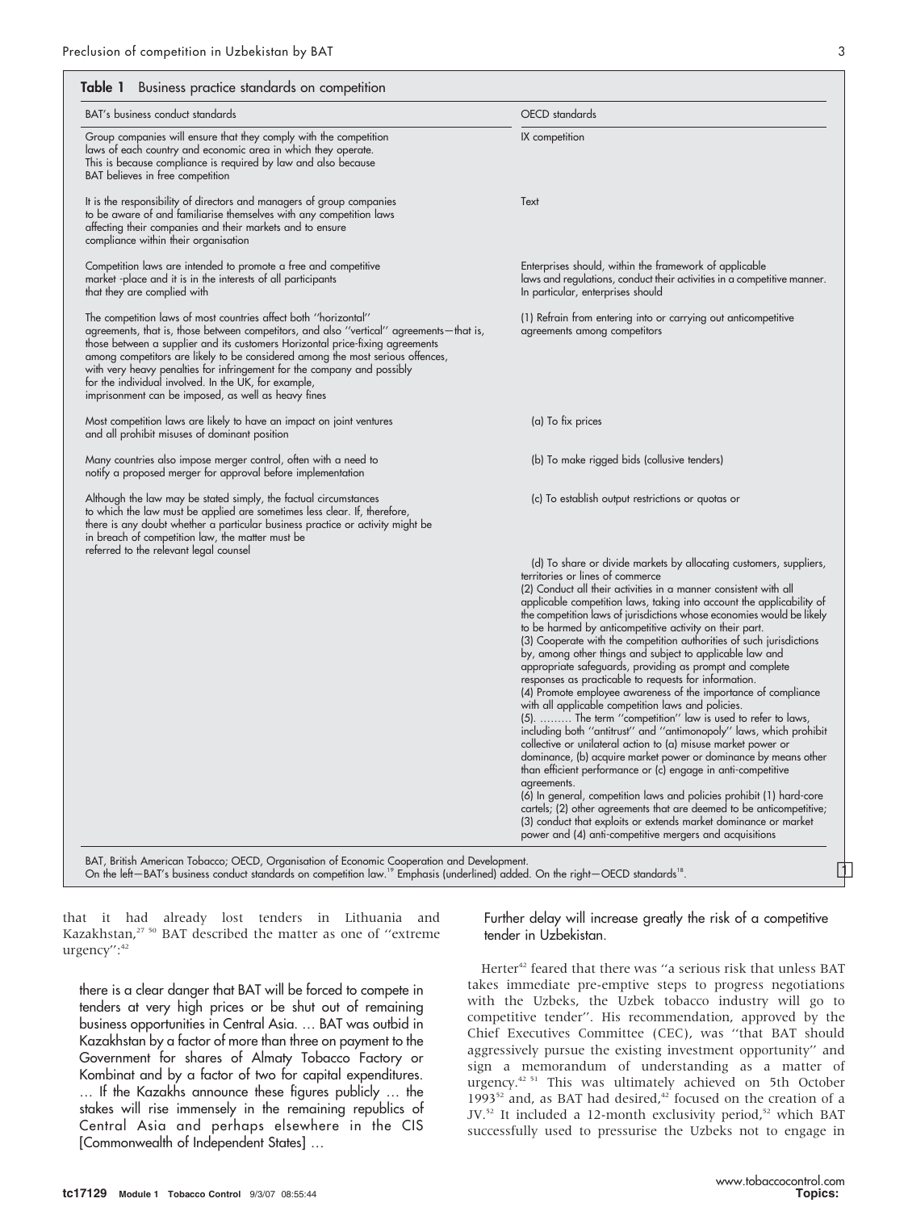**Table 1** Business practice standards on competition

| BAT's business conduct standards | OECD standards |
|---|---|
| Group companies will ensure that they comply with the competition laws of each country and economic area in which they operate. This is because compliance is required by law and also because BAT believes in free competition | IX competition |
| It is the responsibility of directors and managers of group companies to be aware of and familiarise themselves with any competition laws affecting their companies and their markets and to ensure compliance within their organisation | Text |
| Competition laws are intended to promote a free and competitive market -place and it is in the interests of all participants that they are complied with | Enterprises should, within the framework of applicable laws and regulations, conduct their activities in a competitive manner. In particular, enterprises should |
| The competition laws of most countries affect both ''horizontal'' agreements, that is, those between competitors, and also ''vertical'' agreements—that is, those between a supplier and its customers Horizontal price-fixing agreements among competitors are likely to be considered among the most serious offences, with very heavy penalties for infringement for the company and possibly for the individual involved. In the UK, for example, imprisonment can be imposed, as well as heavy fines | (1) Refrain from entering into or carrying out anticompetitive agreements among competitors |
| Most competition laws are likely to have an impact on joint ventures and all prohibit misuses of dominant position | (a) To fix prices |
| Many countries also impose merger control, often with a need to notify a proposed merger for approval before implementation | (b) To make rigged bids (collusive tenders) |
| Although the law may be stated simply, the factual circumstances to which the law must be applied are sometimes less clear. If, therefore, there is any doubt whether a particular business practice or activity might be in breach of competition law, the matter must be referred to the relevant legal counsel | (c) To establish output restrictions or quotas or |
| | (d) To share or divide markets by allocating customers, suppliers, territories or lines of commerce<br>(2) Conduct all their activities in a manner consistent with all applicable competition laws, taking into account the applicability of the competition laws of jurisdictions whose economies would be likely to be harmed by anticompetitive activity on their part.<br>(3) Cooperate with the competition authorities of such jurisdictions by, among other things and subject to applicable law and appropriate safeguards, providing as prompt and complete responses as practicable to requests for information.<br>(4) Promote employee awareness of the importance of compliance with all applicable competition laws and policies.<br>(5). ……… The term ''competition'' law is used to refer to laws, including both ''antitrust'' and ''antimonopoly'' laws, which prohibit collective or unilateral action to (a) misuse market power or dominance, (b) acquire market power or dominance by means other than efficient performance or (c) engage in anti-competitive agreements.<br>(6) In general, competition laws and policies prohibit (1) hard-core cartels; (2) other agreements that are deemed to be anticompetitive; (3) conduct that exploits or extends market dominance or market power and (4) anti-competitive mergers and acquisitions |

BAT, British American Tobacco; OECD, Organisation of Economic Cooperation and Development.
On the left—BAT's business conduct standards on competition law.[19] Emphasis (underlined) added. On the right—OECD standards[18].

that it had already lost tenders in Lithuania and Kazakhstan,[27 50] BAT described the matter as one of ''extreme urgency'':[42]

> there is a clear danger that BAT will be forced to compete in tenders at very high prices or be shut out of remaining business opportunities in Central Asia. … BAT was outbid in Kazakhstan by a factor of more than three on payment to the Government for shares of Almaty Tobacco Factory or Kombinat and by a factor of two for capital expenditures. … If the Kazakhs announce these figures publicly … the stakes will rise immensely in the remaining republics of Central Asia and perhaps elsewhere in the CIS [Commonwealth of Independent States] …
>
> Further delay will increase greatly the risk of a competitive tender in Uzbekistan.

Herter[42] feared that there was ''a serious risk that unless BAT takes immediate pre-emptive steps to progress negotiations with the Uzbeks, the Uzbek tobacco industry will go to competitive tender''. His recommendation, approved by the Chief Executives Committee (CEC), was ''that BAT should aggressively pursue the existing investment opportunity'' and sign a memorandum of understanding as a matter of urgency.[42 51] This was ultimately achieved on 5th October 1993[52] and, as BAT had desired,[42] focused on the creation of a JV.[52] It included a 12-month exclusivity period,[52] which BAT successfully used to pressurise the Uzbeks not to engage in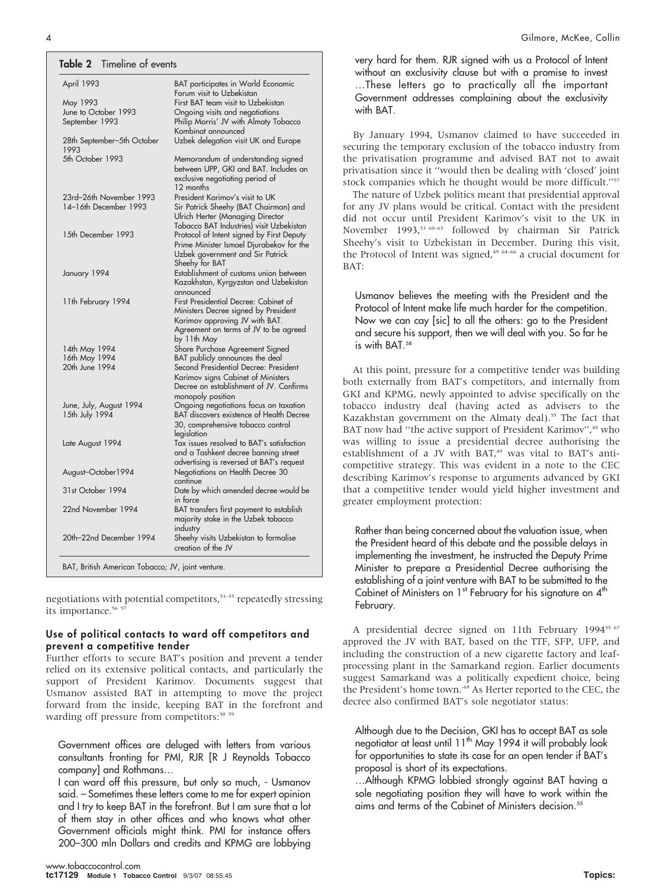**Table 2** Timeline of events

| | |
|---|---|
| April 1993 | BAT participates in World Economic Forum visit to Uzbekistan |
| May 1993 | First BAT team visit to Uzbekistan |
| June to October 1993 | Ongoing visits and negotiations |
| September 1993 | Philip Morris' JV with Almaty Tobacco Kombinat announced |
| 28th September–5th October 1993 | Uzbek delegation visit UK and Europe |
| 5th October 1993 | Memorandum of understanding signed between UPP, GKI and BAT. Includes an exclusive negotiating period of 12 months |
| 23rd–26th November 1993 | President Karimov's visit to UK |
| 14–16th December 1993 | Sir Patrick Sheehy (BAT Chairman) and Ulrich Herter (Managing Director Tobacco BAT Industries) visit Uzbekistan |
| 15th December 1993 | Protocol of Intent signed by First Deputy Prime Minister Ismael Djurabekov for the Uzbek government and Sir Patrick Sheehy for BAT |
| January 1994 | Establishment of customs union between Kazakhstan, Kyrgyzstan and Uzbekistan announced |
| 11th February 1994 | First Presidential Decree: Cabinet of Ministers Decree signed by President Karimov approving JV with BAT. Agreement on terms of JV to be agreed by 11th May |
| 14th May 1994 | Share Purchase Agreement Signed |
| 16th May 1994 | BAT publicly announces the deal |
| 20th June 1994 | Second Presidential Decree: President Karimov signs Cabinet of Ministers Decree on establishment of JV. Confirms monopoly position |
| June, July, August 1994 | Ongoing negotiations focus on taxation |
| 15th July 1994 | BAT discovers existence of Health Decree 30, comprehensive tobacco control legislation |
| Late August 1994 | Tax issues resolved to BAT's satisfaction and a Tashkent decree banning street advertising is reversed at BAT's request |
| August–October1994 | Negotiations on Health Decree 30 continue |
| 31st October 1994 | Date by which amended decree would be in force |
| 22nd November 1994 | BAT transfers first payment to establish majority stake in the Uzbek tobacco industry |
| 20th–22nd December 1994 | Sheehy visits Uzbekistan to formalise creation of the JV |

BAT, British American Tobacco; JV, joint venture.

negotiations with potential competitors,[53–55] repeatedly stressing its importance.[56 57]

### Use of political contacts to ward off competitors and prevent a competitive tender

Further efforts to secure BAT's position and prevent a tender relied on its extensive political contacts, and particularly the support of President Karimov. Documents suggest that Usmanov assisted BAT in attempting to move the project forward from the inside, keeping BAT in the forefront and warding off pressure from competitors:[58 59]

> Government offices are deluged with letters from various consultants fronting for PMI, RJR [R J Reynolds Tobacco company] and Rothmans…
>
> I can ward off this pressure, but only so much, - Usmanov said. – Sometimes these letters come to me for expert opinion and I try to keep BAT in the forefront. But I am sure that a lot of them stay in other offices and who knows what other Government officials might think. PMI for instance offers 200–300 mln Dollars and credits and KPMG are lobbying very hard for them. RJR signed with us a Protocol of Intent without an exclusivity clause but with a promise to invest …These letters go to practically all the important Government addresses complaining about the exclusivity with BAT.

By January 1994, Usmanov claimed to have succeeded in securing the temporary exclusion of the tobacco industry from the privatisation programme and advised BAT not to await privatisation since it "would then be dealing with 'closed' joint stock companies which he thought would be more difficult."[57]

The nature of Uzbek politics meant that presidential approval for any JV plans would be critical. Contact with the president did not occur until President Karimov's visit to the UK in November 1993,[53 60–63] followed by chairman Sir Patrick Sheehy's visit to Uzbekistan in December. During this visit, the Protocol of Intent was signed,[49 64–66] a crucial document for BAT:

> Usmanov believes the meeting with the President and the Protocol of Intent make life much harder for the competition. Now we can cay [sic] to all the others: go to the President and secure his support, then we will deal with you. So far he is with BAT.[58]

At this point, pressure for a competitive tender was building both externally from BAT's competitors, and internally from GKI and KPMG, newly appointed to advise specifically on the tobacco industry deal (having acted as advisers to the Kazakhstan government on the Almaty deal).[55] The fact that BAT now had "the active support of President Karimov",[49] who was willing to issue a presidential decree authorising the establishment of a JV with BAT,[49] was vital to BAT's anti-competitive strategy. This was evident in a note to the CEC describing Karimov's response to arguments advanced by GKI that a competitive tender would yield higher investment and greater employment protection:

> Rather than being concerned about the valuation issue, when the President heard of this debate and the possible delays in implementing the investment, he instructed the Deputy Prime Minister to prepare a Presidential Decree authorising the establishing of a joint venture with BAT to be submitted to the Cabinet of Ministers on 1st February for his signature on 4th February.

A presidential decree signed on 11th February 1994[55 67] approved the JV with BAT, based on the TTF, SFP, UFP, and including the construction of a new cigarette factory and leaf-processing plant in the Samarkand region. Earlier documents suggest Samarkand was a politically expedient choice, being the President's home town.[68] As Herter reported to the CEC, the decree also confirmed BAT's sole negotiator status:

> Although due to the Decision, GKI has to accept BAT as sole negotiator at least until 11th May 1994 it will probably look for opportunities to state its case for an open tender if BAT's proposal is short of its expectations.
>
> …Although KPMG lobbied strongly against BAT having a sole negotiating position they will have to work within the aims and terms of the Cabinet of Ministers decision.[55]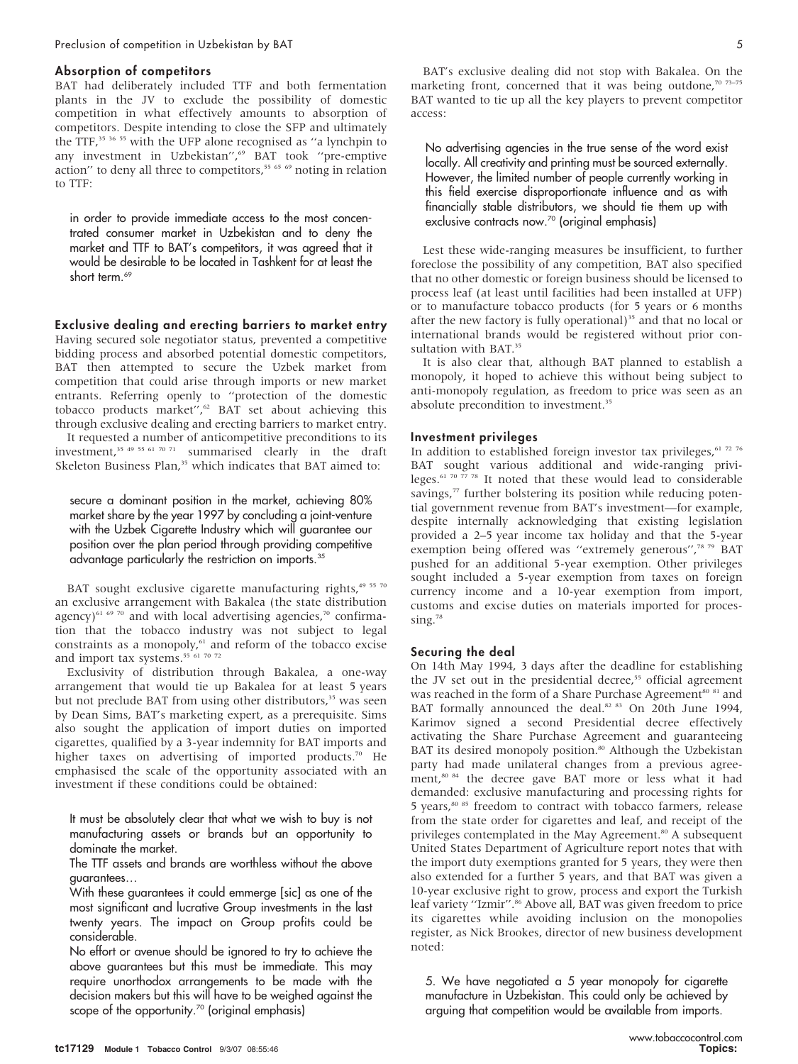### Absorption of competitors

BAT had deliberately included TTF and both fermentation plants in the JV to exclude the possibility of domestic competition in what effectively amounts to absorption of competitors. Despite intending to close the SFP and ultimately the TTF,[35 36 55] with the UFP alone recognised as ''a lynchpin to any investment in Uzbekistan'',[69] BAT took ''pre-emptive action'' to deny all three to competitors,[55 65 69] noting in relation to TTF:

> in order to provide immediate access to the most concentrated consumer market in Uzbekistan and to deny the market and TTF to BAT's competitors, it was agreed that it would be desirable to be located in Tashkent for at least the short term.[69]

### Exclusive dealing and erecting barriers to market entry

Having secured sole negotiator status, prevented a competitive bidding process and absorbed potential domestic competitors, BAT then attempted to secure the Uzbek market from competition that could arise through imports or new market entrants. Referring openly to ''protection of the domestic tobacco products market'',[62] BAT set about achieving this through exclusive dealing and erecting barriers to market entry.

It requested a number of anticompetitive preconditions to its investment,[35 49 55 61 70 71] summarised clearly in the draft Skeleton Business Plan,[35] which indicates that BAT aimed to:

> secure a dominant position in the market, achieving 80% market share by the year 1997 by concluding a joint-venture with the Uzbek Cigarette Industry which will guarantee our position over the plan period through providing competitive advantage particularly the restriction on imports.[35]

BAT sought exclusive cigarette manufacturing rights,[49 55 70] an exclusive arrangement with Bakalea (the state distribution agency)[61 69 70] and with local advertising agencies,[70] confirmation that the tobacco industry was not subject to legal constraints as a monopoly,[61] and reform of the tobacco excise and import tax systems.[55 61 70 72]

Exclusivity of distribution through Bakalea, a one-way arrangement that would tie up Bakalea for at least 5 years but not preclude BAT from using other distributors,[35] was seen by Dean Sims, BAT's marketing expert, as a prerequisite. Sims also sought the application of import duties on imported cigarettes, qualified by a 3-year indemnity for BAT imports and higher taxes on advertising of imported products.[70] He emphasised the scale of the opportunity associated with an investment if these conditions could be obtained:

> It must be absolutely clear that what we wish to buy is not manufacturing assets or brands but an opportunity to dominate the market.
>
> The TTF assets and brands are worthless without the above guarantees…
>
> With these guarantees it could emmerge [sic] as one of the most significant and lucrative Group investments in the last twenty years. The impact on Group profits could be considerable.
>
> No effort or avenue should be ignored to try to achieve the above guarantees but this must be immediate. This may require unorthodox arrangements to be made with the decision makers but this will have to be weighed against the scope of the opportunity.[70] (original emphasis)

BAT's exclusive dealing did not stop with Bakalea. On the marketing front, concerned that it was being outdone,[70 73–75] BAT wanted to tie up all the key players to prevent competitor access:

> No advertising agencies in the true sense of the word exist locally. All creativity and printing must be sourced externally. However, the limited number of people currently working in this field exercise disproportionate influence and as with financially stable distributors, we should tie them up with exclusive contracts now.[70] (original emphasis)

Lest these wide-ranging measures be insufficient, to further foreclose the possibility of any competition, BAT also specified that no other domestic or foreign business should be licensed to process leaf (at least until facilities had been installed at UFP) or to manufacture tobacco products (for 5 years or 6 months after the new factory is fully operational)[35] and that no local or international brands would be registered without prior consultation with BAT.[35]

It is also clear that, although BAT planned to establish a monopoly, it hoped to achieve this without being subject to anti-monopoly regulation, as freedom to price was seen as an absolute precondition to investment.[35]

### Investment privileges

In addition to established foreign investor tax privileges,[61 72 76] BAT sought various additional and wide-ranging privileges.[61 70 77 78] It noted that these would lead to considerable savings,[77] further bolstering its position while reducing potential government revenue from BAT's investment—for example, despite internally acknowledging that existing legislation provided a 2–5 year income tax holiday and that the 5-year exemption being offered was ''extremely generous'',[78 79] BAT pushed for an additional 5-year exemption. Other privileges sought included a 5-year exemption from taxes on foreign currency income and a 10-year exemption from import, customs and excise duties on materials imported for processing.[78]

### Securing the deal

On 14th May 1994, 3 days after the deadline for establishing the JV set out in the presidential decree,[55] official agreement was reached in the form of a Share Purchase Agreement[80 81] and BAT formally announced the deal.[82 83] On 20th June 1994, Karimov signed a second Presidential decree effectively activating the Share Purchase Agreement and guaranteeing BAT its desired monopoly position.[80] Although the Uzbekistan party had made unilateral changes from a previous agreement,[80 84] the decree gave BAT more or less what it had demanded: exclusive manufacturing and processing rights for 5 years,[80 85] freedom to contract with tobacco farmers, release from the state order for cigarettes and leaf, and receipt of the privileges contemplated in the May Agreement.[80] A subsequent United States Department of Agriculture report notes that with the import duty exemptions granted for 5 years, they were then also extended for a further 5 years, and that BAT was given a 10-year exclusive right to grow, process and export the Turkish leaf variety ''Izmir''.[86] Above all, BAT was given freedom to price its cigarettes while avoiding inclusion on the monopolies register, as Nick Brookes, director of new business development noted:

> 5. We have negotiated a 5 year monopoly for cigarette manufacture in Uzbekistan. This could only be achieved by arguing that competition would be available from imports.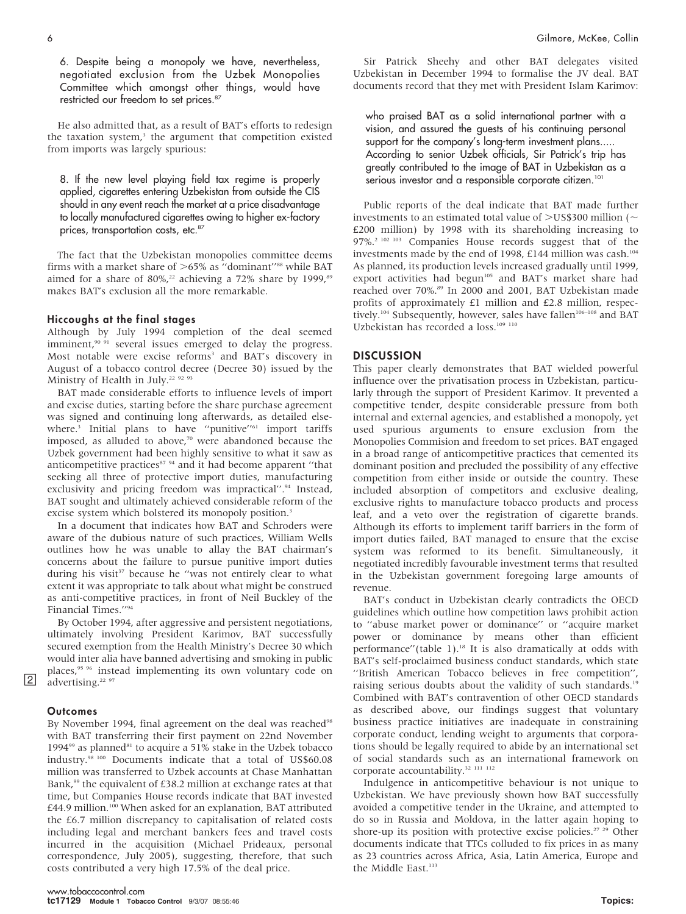6. Despite being a monopoly we have, nevertheless, negotiated exclusion from the Uzbek Monopolies Committee which amongst other things, would have restricted our freedom to set prices.[87]

He also admitted that, as a result of BAT's efforts to redesign the taxation system,[3] the argument that competition existed from imports was largely spurious:

8. If the new level playing field tax regime is properly applied, cigarettes entering Uzbekistan from outside the CIS should in any event reach the market at a price disadvantage to locally manufactured cigarettes owing to higher ex-factory prices, transportation costs, etc.[87]

The fact that the Uzbekistan monopolies committee deems firms with a market share of >65% as ''dominant''[88] while BAT aimed for a share of 80%,[22] achieving a 72% share by 1999,[89] makes BAT's exclusion all the more remarkable.

### Hiccoughs at the final stages

Although by July 1994 completion of the deal seemed imminent,[90 91] several issues emerged to delay the progress. Most notable were excise reforms[3] and BAT's discovery in August of a tobacco control decree (Decree 30) issued by the Ministry of Health in July.[22 92 93]

BAT made considerable efforts to influence levels of import and excise duties, starting before the share purchase agreement was signed and continuing long afterwards, as detailed elsewhere.[3] Initial plans to have ''punitive''[61] import tariffs imposed, as alluded to above,[70] were abandoned because the Uzbek government had been highly sensitive to what it saw as anticompetitive practices[87 94] and it had become apparent ''that seeking all three of protective import duties, manufacturing exclusivity and pricing freedom was impractical''.[94] Instead, BAT sought and ultimately achieved considerable reform of the excise system which bolstered its monopoly position.[3]

In a document that indicates how BAT and Schroders were aware of the dubious nature of such practices, William Wells outlines how he was unable to allay the BAT chairman's concerns about the failure to pursue punitive import duties during his visit[37] because he ''was not entirely clear to what extent it was appropriate to talk about what might be construed as anti-competitive practices, in front of Neil Buckley of the Financial Times.''[94]

By October 1994, after aggressive and persistent negotiations, ultimately involving President Karimov, BAT successfully secured exemption from the Health Ministry's Decree 30 which would inter alia have banned advertising and smoking in public places,[95 96] instead implementing its own voluntary code on advertising.[22 97]

### Outcomes

By November 1994, final agreement on the deal was reached[98] with BAT transferring their first payment on 22nd November 1994[99] as planned[81] to acquire a 51% stake in the Uzbek tobacco industry.[98 100] Documents indicate that a total of US$60.08 million was transferred to Uzbek accounts at Chase Manhattan Bank,[99] the equivalent of £38.2 million at exchange rates at that time, but Companies House records indicate that BAT invested £44.9 million.[100] When asked for an explanation, BAT attributed the £6.7 million discrepancy to capitalisation of related costs including legal and merchant bankers fees and travel costs incurred in the acquisition (Michael Prideaux, personal correspondence, July 2005), suggesting, therefore, that such costs contributed a very high 17.5% of the deal price.

Sir Patrick Sheehy and other BAT delegates visited Uzbekistan in December 1994 to formalise the JV deal. BAT documents record that they met with President Islam Karimov:

who praised BAT as a solid international partner with a vision, and assured the guests of his continuing personal support for the company's long-term investment plans..... According to senior Uzbek officials, Sir Patrick's trip has greatly contributed to the image of BAT in Uzbekistan as a serious investor and a responsible corporate citizen.[101]

Public reports of the deal indicate that BAT made further investments to an estimated total value of >US$300 million (~ £200 million) by 1998 with its shareholding increasing to 97%.[2 102 103] Companies House records suggest that of the investments made by the end of 1998, £144 million was cash.[104] As planned, its production levels increased gradually until 1999, export activities had begun[105] and BAT's market share had reached over 70%.[89] In 2000 and 2001, BAT Uzbekistan made profits of approximately £1 million and £2.8 million, respectively.[104] Subsequently, however, sales have fallen[106–108] and BAT Uzbekistan has recorded a loss.[109 110]

## DISCUSSION

This paper clearly demonstrates that BAT wielded powerful influence over the privatisation process in Uzbekistan, particularly through the support of President Karimov. It prevented a competitive tender, despite considerable pressure from both internal and external agencies, and established a monopoly, yet used spurious arguments to ensure exclusion from the Monopolies Commision and freedom to set prices. BAT engaged in a broad range of anticompetitive practices that cemented its dominant position and precluded the possibility of any effective competition from either inside or outside the country. These included absorption of competitors and exclusive dealing, exclusive rights to manufacture tobacco products and process leaf, and a veto over the registration of cigarette brands. Although its efforts to implement tariff barriers in the form of import duties failed, BAT managed to ensure that the excise system was reformed to its benefit. Simultaneously, it negotiated incredibly favourable investment terms that resulted in the Uzbekistan government foregoing large amounts of revenue.

BAT's conduct in Uzbekistan clearly contradicts the OECD guidelines which outline how competition laws prohibit action to ''abuse market power or dominance'' or ''acquire market power or dominance by means other than efficient performance''(table 1).[18] It is also dramatically at odds with BAT's self-proclaimed business conduct standards, which state ''British American Tobacco believes in free competition'', raising serious doubts about the validity of such standards.[19] Combined with BAT's contravention of other OECD standards as described above, our findings suggest that voluntary business practice initiatives are inadequate in constraining corporate conduct, lending weight to arguments that corporations should be legally required to abide by an international set of social standards such as an international framework on corporate accountability.[32 111 112]

Indulgence in anticompetitive behaviour is not unique to Uzbekistan. We have previously shown how BAT successfully avoided a competitive tender in the Ukraine, and attempted to do so in Russia and Moldova, in the latter again hoping to shore-up its position with protective excise policies.[27 29] Other documents indicate that TTCs colluded to fix prices in as many as 23 countries across Africa, Asia, Latin America, Europe and the Middle East.[113]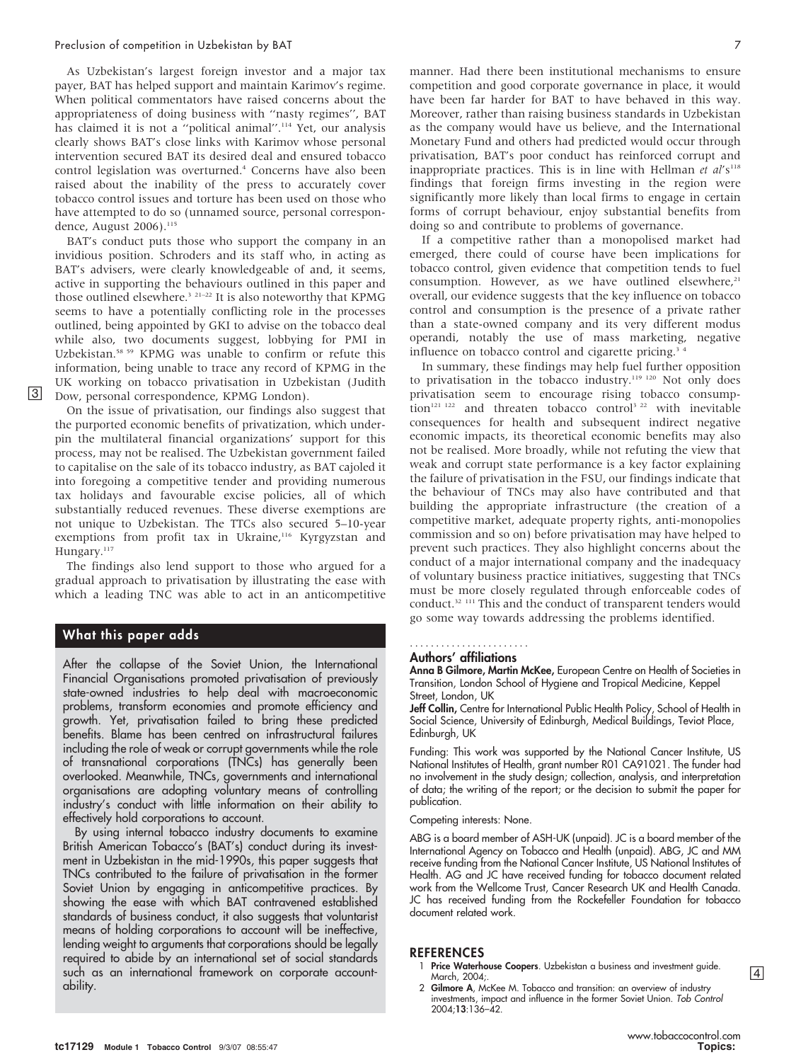As Uzbekistan's largest foreign investor and a major tax payer, BAT has helped support and maintain Karimov's regime. When political commentators have raised concerns about the appropriateness of doing business with "nasty regimes", BAT has claimed it is not a "political animal".[114] Yet, our analysis clearly shows BAT's close links with Karimov whose personal intervention secured BAT its desired deal and ensured tobacco control legislation was overturned.[4] Concerns have also been raised about the inability of the press to accurately cover tobacco control issues and torture has been used on those who have attempted to do so (unnamed source, personal correspondence, August 2006).[115]

BAT's conduct puts those who support the company in an invidious position. Schroders and its staff who, in acting as BAT's advisers, were clearly knowledgeable of and, it seems, active in supporting the behaviours outlined in this paper and those outlined elsewhere.[3 21–22] It is also noteworthy that KPMG seems to have a potentially conflicting role in the processes outlined, being appointed by GKI to advise on the tobacco deal while also, two documents suggest, lobbying for PMI in Uzbekistan.[58 59] KPMG was unable to confirm or refute this information, being unable to trace any record of KPMG in the UK working on tobacco privatisation in Uzbekistan (Judith Dow, personal correspondence, KPMG London).

On the issue of privatisation, our findings also suggest that the purported economic benefits of privatization, which underpin the multilateral financial organizations' support for this process, may not be realised. The Uzbekistan government failed to capitalise on the sale of its tobacco industry, as BAT cajoled it into foregoing a competitive tender and providing numerous tax holidays and favourable excise policies, all of which substantially reduced revenues. These diverse exemptions are not unique to Uzbekistan. The TTCs also secured 5–10-year exemptions from profit tax in Ukraine,[116] Kyrgyzstan and Hungary.[117]

The findings also lend support to those who argued for a gradual approach to privatisation by illustrating the ease with which a leading TNC was able to act in an anticompetitive manner. Had there been institutional mechanisms to ensure competition and good corporate governance in place, it would have been far harder for BAT to have behaved in this way. Moreover, rather than raising business standards in Uzbekistan as the company would have us believe, and the International Monetary Fund and others had predicted would occur through privatisation, BAT's poor conduct has reinforced corrupt and inappropriate practices. This is in line with Hellman *et al*'s[118] findings that foreign firms investing in the region were significantly more likely than local firms to engage in certain forms of corrupt behaviour, enjoy substantial benefits from doing so and contribute to problems of governance.

If a competitive rather than a monopolised market had emerged, there could of course have been implications for tobacco control, given evidence that competition tends to fuel consumption. However, as we have outlined elsewhere,[21] overall, our evidence suggests that the key influence on tobacco control and consumption is the presence of a private rather than a state-owned company and its very different modus operandi, notably the use of mass marketing, negative influence on tobacco control and cigarette pricing.[3 4]

In summary, these findings may help fuel further opposition to privatisation in the tobacco industry.[119 120] Not only does privatisation seem to encourage rising tobacco consumption[121 122] and threaten tobacco control[3 22] with inevitable consequences for health and subsequent indirect negative economic impacts, its theoretical economic benefits may also not be realised. More broadly, while not refuting the view that weak and corrupt state performance is a key factor explaining the failure of privatisation in the FSU, our findings indicate that the behaviour of TNCs may also have contributed and that building the appropriate infrastructure (the creation of a competitive market, adequate property rights, anti-monopolies commission and so on) before privatisation may have helped to prevent such practices. They also highlight concerns about the conduct of a major international company and the inadequacy of voluntary business practice initiatives, suggesting that TNCs must be more closely regulated through enforceable codes of conduct.[32 111] This and the conduct of transparent tenders would go some way towards addressing the problems identified.

## What this paper adds

After the collapse of the Soviet Union, the International Financial Organisations promoted privatisation of previously state-owned industries to help deal with macroeconomic problems, transform economies and promote efficiency and growth. Yet, privatisation failed to bring these predicted benefits. Blame has been centred on infrastructural failures including the role of weak or corrupt governments while the role of transnational corporations (TNCs) has generally been overlooked. Meanwhile, TNCs, governments and international organisations are adopting voluntary means of controlling industry's conduct with little information on their ability to effectively hold corporations to account.

By using internal tobacco industry documents to examine British American Tobacco's (BAT's) conduct during its investment in Uzbekistan in the mid-1990s, this paper suggests that TNCs contributed to the failure of privatisation in the former Soviet Union by engaging in anticompetitive practices. By showing the ease with which BAT contravened established standards of business conduct, it also suggests that voluntarist means of holding corporations to account will be ineffective, lending weight to arguments that corporations should be legally required to abide by an international set of social standards such as an international framework on corporate accountability.

### Authors' affiliations

**Anna B Gilmore, Martin McKee,** European Centre on Health of Societies in Transition, London School of Hygiene and Tropical Medicine, Keppel Street, London, UK

**Jeff Collin,** Centre for International Public Health Policy, School of Health in Social Science, University of Edinburgh, Medical Buildings, Teviot Place, Edinburgh, UK

Funding: This work was supported by the National Cancer Institute, US National Institutes of Health, grant number R01 CA91021. The funder had no involvement in the study design; collection, analysis, and interpretation of data; the writing of the report; or the decision to submit the paper for publication.

Competing interests: None.

ABG is a board member of ASH-UK (unpaid). JC is a board member of the International Agency on Tobacco and Health (unpaid). ABG, JC and MM receive funding from the National Cancer Institute, US National Institutes of Health. AG and JC have received funding for tobacco document related work from the Wellcome Trust, Cancer Research UK and Health Canada. JC has received funding from the Rockefeller Foundation for tobacco document related work.

## REFERENCES

1. **Price Waterhouse Coopers**. Uzbekistan a business and investment guide. March, 2004;.
2. **Gilmore A**, McKee M. Tobacco and transition: an overview of industry investments, impact and influence in the former Soviet Union. *Tob Control* 2004;**13**:136–42.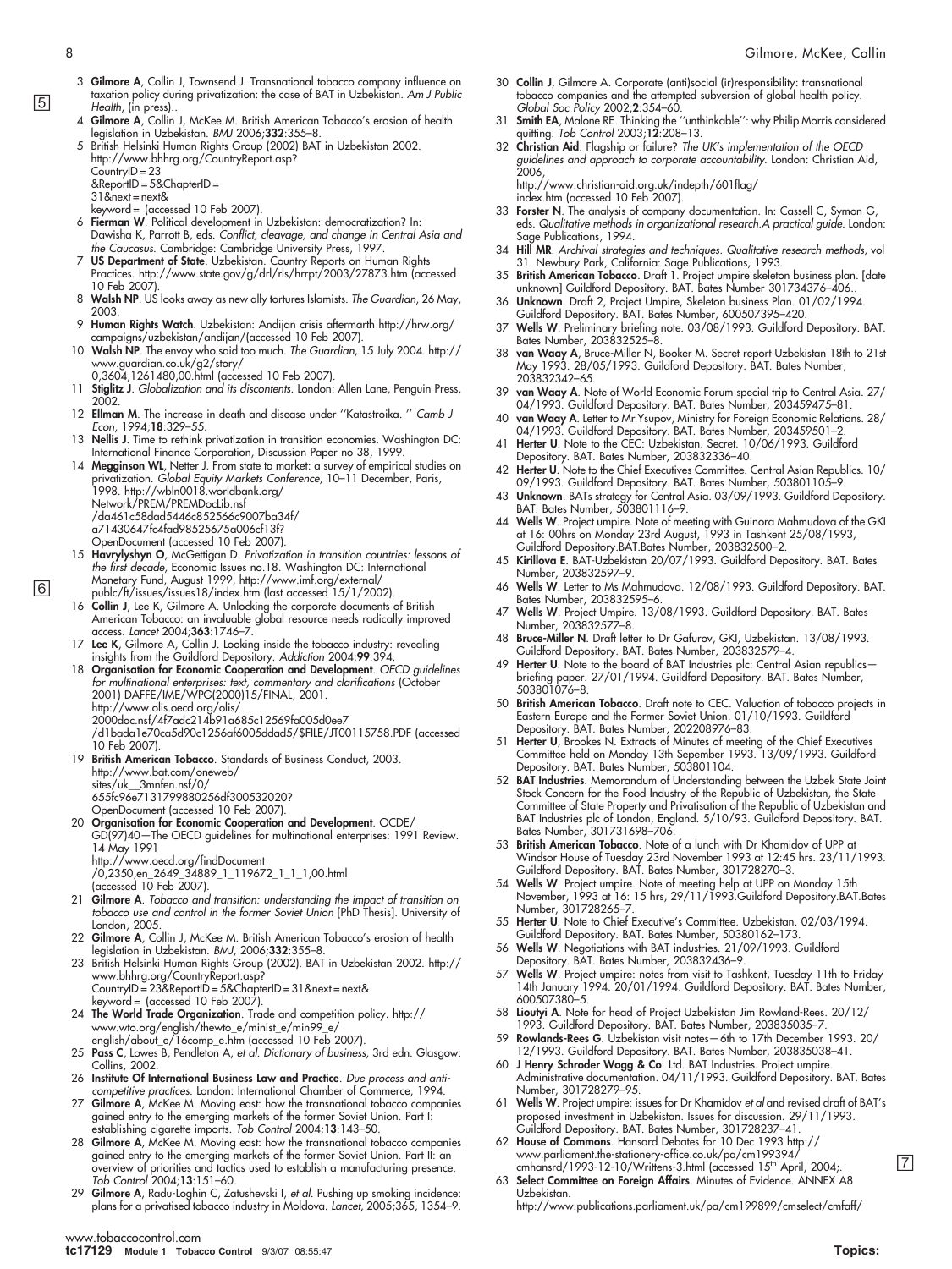3 **Gilmore A**, Collin J, Townsend J. Transnational tobacco company influence on taxation policy during privatization: the case of BAT in Uzbekistan. *Am J Public Health*, (in press)..

4 **Gilmore A**, Collin J, McKee M. British American Tobacco's erosion of health legislation in Uzbekistan. *BMJ* 2006;**332**:355–8.

5 British Helsinki Human Rights Group (2002) BAT in Uzbekistan 2002. http://www.bhhrg.org/CountryReport.asp?CountryID=23&ReportID=5&ChapterID=31&next=next&keyword= (accessed 10 Feb 2007).

6 **Fierman W**. Political development in Uzbekistan: democratization? In: Dawisha K, Parrott B, eds. *Conflict, cleavage, and change in Central Asia and the Caucasus*. Cambridge: Cambridge University Press, 1997.

7 **US Department of State**. Uzbekistan. Country Reports on Human Rights Practices. http://www.state.gov/g/drl/rls/hrrpt/2003/27873.htm (accessed 10 Feb 2007).

8 **Walsh NP**. US looks away as new ally tortures Islamists. *The Guardian*, 26 May, 2003.

9 **Human Rights Watch**. Uzbekistan: Andijan crisis aftermarth http://hrw.org/campaigns/uzbekistan/andijan/(accessed 10 Feb 2007).

10 **Walsh NP**. The envoy who said too much. *The Guardian*, 15 July 2004. http://www.guardian.co.uk/g2/story/0,3604,1261480,00.html (accessed 10 Feb 2007).

11 **Stiglitz J**. *Globalization and its discontents*. London: Allen Lane, Penguin Press, 2002.

12 **Ellman M**. The increase in death and disease under ''Katastroika. '' *Camb J Econ*, 1994;**18**:329–55.

13 **Nellis J**. Time to rethink privatization in transition economies. Washington DC: International Finance Corporation, Discussion Paper no 38, 1999.

14 **Megginson WL**, Netter J. From state to market: a survey of empirical studies on privatization. *Global Equity Markets Conference*, 10–11 December, Paris, 1998. http://wbln0018.worldbank.org/Network/PREM/PREMDocLib.nsf/da461c58dad5446c852566c9007ba34f/a71430647fc4fad98525675a006cf13f?OpenDocument (accessed 10 Feb 2007).

15 **Havrylyshyn O**, McGettigan D. *Privatization in transition countries: lessons of the first decade*, Economic Issues no.18. Washington DC: International Monetary Fund, August 1999, http://www.imf.org/external/publc/ft/issues/issues18/index.htm (last accessed 15/1/2002).

16 **Collin J**, Lee K, Gilmore A. Unlocking the corporate documents of British American Tobacco: an invaluable global resource needs radically improved access. *Lancet* 2004;**363**:1746–7.

17 **Lee K**, Gilmore A, Collin J. Looking inside the tobacco industry: revealing insights from the Guildford Depository. *Addiction* 2004;**99**:394.

18 **Organisation for Economic Cooperation and Development**. *OECD guidelines for multinational enterprises: text, commentary and clarifications* (October 2001) DAFFE/IME/WPG(2000)15/FINAL, 2001. http://www.olis.oecd.org/olis/2000doc.nsf/4f7adc214b91a685c12569fa005d0ee7/d1bada1e70ca5d90c1256af6005ddad5/$FILE/JT00115758.PDF (accessed 10 Feb 2007).

19 **British American Tobacco**. Standards of Business Conduct, 2003. http://www.bat.com/oneweb/sites/uk__3mnfen.nsf/0/655fc96e7131799880256df300532020?OpenDocument (accessed 10 Feb 2007).

20 **Organisation for Economic Cooperation and Development**. OCDE/GD(97)40—The OECD guidelines for multinational enterprises: 1991 Review. 14 May 1991 http://www.oecd.org/findDocument/0,2350,en_2649_34889_1_119672_1_1_1,00.html (accessed 10 Feb 2007).

21 **Gilmore A**. *Tobacco and transition: understanding the impact of transition on tobacco use and control in the former Soviet Union* [PhD Thesis]. University of London, 2005.

22 **Gilmore A**, Collin J, McKee M. British American Tobacco's erosion of health legislation in Uzbekistan. *BMJ*, 2006;**332**:355–8.

23 British Helsinki Human Rights Group (2002). BAT in Uzbekistan 2002. http://www.bhhrg.org/CountryReport.asp?CountryID=23&ReportID=5&ChapterID=31&next=next&keyword= (accessed 10 Feb 2007).

24 **The World Trade Organization**. Trade and competition policy. http://www.wto.org/english/thewto_e/minist_e/min99_e/english/about_e/16comp_e.htm (accessed 10 Feb 2007).

25 **Pass C**, Lowes B, Pendleton A, *et al*. *Dictionary of business*, 3rd edn. Glasgow: Collins, 2002.

26 **Institute Of International Business Law and Practice**. *Due process and anti-competitive practices*. London: International Chamber of Commerce, 1994.

27 **Gilmore A**, McKee M. Moving east: how the transnational tobacco companies gained entry to the emerging markets of the former Soviet Union. Part I: establishing cigarette imports. *Tob Control* 2004;**13**:143–50.

28 **Gilmore A**, McKee M. Moving east: how the transnational tobacco companies gained entry to the emerging markets of the former Soviet Union. Part II: an overview of priorities and tactics used to establish a manufacturing presence. *Tob Control* 2004;**13**:151–60.

29 **Gilmore A**, Radu-Loghin C, Zatushevski I, *et al*. Pushing up smoking incidence: plans for a privatised tobacco industry in Moldova. *Lancet*, 2005;365, 1354–9.

30 **Collin J**, Gilmore A. Corporate (anti)social (ir)responsibility: transnational tobacco companies and the attempted subversion of global health policy. *Global Soc Policy* 2002;**2**:354–60.

31 **Smith EA**, Malone RE. Thinking the ''unthinkable'': why Philip Morris considered quitting. *Tob Control* 2003;**12**:208–13.

32 **Christian Aid**. Flagship or failure? *The UK's implementation of the OECD guidelines and approach to corporate accountability*. London: Christian Aid, 2006, http://www.christian-aid.org.uk/indepth/601flag/index.htm (accessed 10 Feb 2007).

33 **Forster N**. The analysis of company documentation. In: Cassell C, Symon G, eds. *Qualitative methods in organizational research.A practical guide*. London: Sage Publications, 1994.

34 **Hill MR**. *Archival strategies and techniques. Qualitative research methods*, vol 31. Newbury Park, California: Sage Publications, 1993.

35 **British American Tobacco**. Draft 1. Project umpire skeleton business plan. [date unknown] Guildford Depository. BAT. Bates Number 301734376–406..

36 **Unknown**. Draft 2, Project Umpire, Skeleton business Plan. 01/02/1994. Guildford Depository. BAT. Bates Number, 600507395–420.

37 **Wells W**. Preliminary briefing note. 03/08/1993. Guildford Depository. BAT. Bates Number, 203832525–8.

38 **van Waay A**, Bruce-Miller N, Booker M. Secret report Uzbekistan 18th to 21st May 1993. 28/05/1993. Guildford Depository. BAT. Bates Number, 203832342–65.

39 **van Waay A**. Note of World Economic Forum special trip to Central Asia. 27/04/1993. Guildford Depository. BAT. Bates Number, 203459475–81.

40 **van Waay A**. Letter to Mr Ysupov, Ministry for Foreign Economic Relations. 28/04/1993. Guildford Depository. BAT. Bates Number, 203459501–2.

41 **Herter U**. Note to the CEC: Uzbekistan. Secret. 10/06/1993. Guildford Depository. BAT. Bates Number, 203832336–40.

42 **Herter U**. Note to the Chief Executives Committee. Central Asian Republics. 10/09/1993. Guildford Depository. BAT. Bates Number, 503801105–9.

43 **Unknown**. BATs strategy for Central Asia. 03/09/1993. Guildford Depository. BAT. Bates Number, 503801116–9.

44 **Wells W**. Project umpire. Note of meeting with Guinora Mahmudova of the GKI at 16: 00hrs on Monday 23rd August, 1993 in Tashkent 25/08/1993, Guildford Depository.BAT.Bates Number, 203832500–2.

45 **Kirillova E**. BAT-Uzbekistan 20/07/1993. Guildford Depository. BAT. Bates Number, 203832597–9.

46 **Wells W**. Letter to Ms Mahmudova. 12/08/1993. Guildford Depository. BAT. Bates Number, 203832595–6.

47 **Wells W**. Project Umpire. 13/08/1993. Guildford Depository. BAT. Bates Number, 203832577–8.

48 **Bruce-Miller N**. Draft letter to Dr Gafurov, GKI, Uzbekistan. 13/08/1993. Guildford Depository. BAT. Bates Number, 203832579–4.

49 **Herter U**. Note to the board of BAT Industries plc: Central Asian republics—briefing paper. 27/01/1994. Guildford Depository. BAT. Bates Number, 503801076–8.

50 **British American Tobacco**. Draft note to CEC. Valuation of tobacco projects in Eastern Europe and the Former Soviet Union. 01/10/1993. Guildford Depository. BAT. Bates Number, 202208976–83.

51 **Herter U**, Brookes N. Extracts of Minutes of meeting of the Chief Executives Committee held on Monday 13th Sepember 1993. 13/09/1993. Guildford Depository. BAT. Bates Number, 503801104.

52 **BAT Industries**. Memorandum of Understanding between the Uzbek State Joint Stock Concern for the Food Industry of the Republic of Uzbekistan, the State Committee of State Property and Privatisation of the Republic of Uzbekistan and BAT Industries plc of London, England. 5/10/93. Guildford Depository. BAT. Bates Number, 301731698–706.

53 **British American Tobacco**. Note of a lunch with Dr Khamidov of UPP at Windsor House of Tuesday 23rd November 1993 at 12:45 hrs. 23/11/1993. Guildford Depository. BAT. Bates Number, 301728270–3.

54 **Wells W**. Project umpire. Note of meeting help at UPP on Monday 15th November, 1993 at 16: 15 hrs, 29/11/1993.Guildford Depository.BAT.Bates Number, 301728265–7.

55 **Herter U**. Note to Chief Executive's Committee. Uzbekistan. 02/03/1994. Guildford Depository. BAT. Bates Number, 50380162–173.

56 **Wells W**. Negotiations with BAT industries. 21/09/1993. Guildford Depository. BAT. Bates Number, 203832436–9.

57 **Wells W**. Project umpire: notes from visit to Tashkent, Tuesday 11th to Friday 14th January 1994. 20/01/1994. Guildford Depository. BAT. Bates Number, 600507380–5.

58 **Lioutyi A**. Note for head of Project Uzbekistan Jim Rowland-Rees. 20/12/1993. Guildford Depository. BAT. Bates Number, 203835035–7.

59 **Rowlands-Rees G**. Uzbekistan visit notes—6th to 17th December 1993. 20/12/1993. Guildford Depository. BAT. Bates Number, 203835038–41.

60 **J Henry Schroder Wagg & Co**. Ltd. BAT Industries. Project umpire. Administrative documentation. 04/11/1993. Guildford Depository. BAT. Bates Number, 301728279–95.

61 **Wells W**. Project umpire: issues for Dr Khamidov *et al* and revised draft of BAT's proposed investment in Uzbekistan. Issues for discussion. 29/11/1993. Guildford Depository. BAT. Bates Number, 301728237–41.

62 **House of Commons**. Hansard Debates for 10 Dec 1993 http://www.parliament.the-stationery-office.co.uk/pa/cm199394/cmhansrd/1993-12-10/Writtens-3.html (accessed 15th April, 2004;.

63 **Select Committee on Foreign Affairs**. Minutes of Evidence. ANNEX A8 Uzbekistan. http://www.publications.parliament.uk/pa/cm199899/cmselect/cmfaff/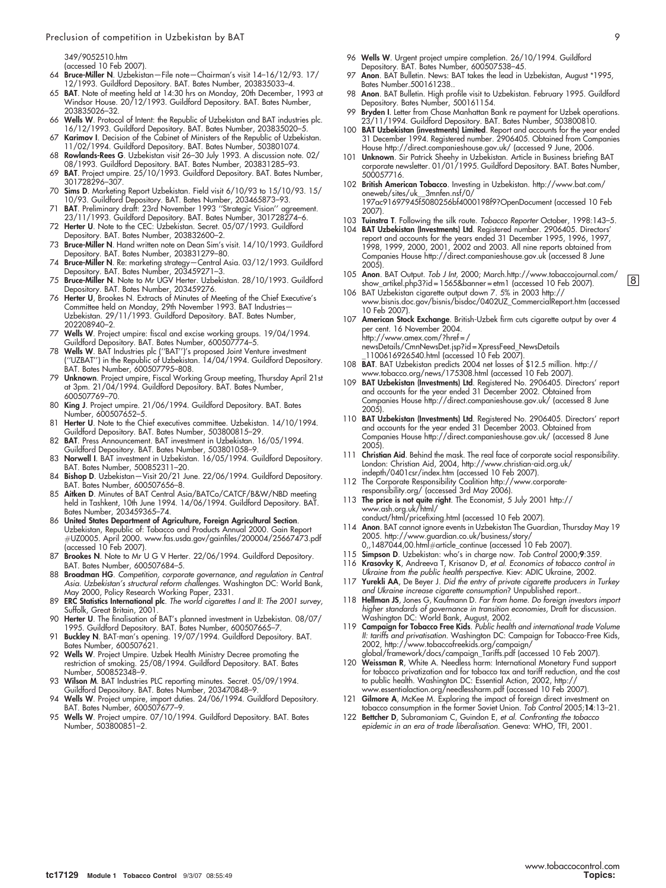349/9052510.htm (accessed 10 Feb 2007).

64 **Bruce-Miller N**. Uzbekistan—File note—Chairman's visit 14–16/12/93. 17/12/1993. Guildford Depository. BAT. Bates Number, 203835033–4.

65 **BAT**. Note of meeting held at 14:30 hrs on Monday, 20th December, 1993 at Windsor House. 20/12/1993. Guildford Depository. BAT. Bates Number, 203835026–32.

66 **Wells W**. Protocol of Intent: the Republic of Uzbekistan and BAT industries plc. 16/12/1993. Guildford Depository. BAT. Bates Number, 203835020–5.

67 **Karimov I**. Decision of the Cabinet of Ministers of the Republic of Uzbekistan. 11/02/1994. Guildford Depository. BAT. Bates Number, 503801074.

68 **Rowlands-Rees G**. Uzbekistan visit 26–30 July 1993. A discussion note. 02/08/1993. Guildford Depository. BAT. Bates Number, 203831285–93.

69 **BAT**. Project umpire. 25/10/1993. Guildford Depository. BAT. Bates Number, 301728296–307.

70 **Sims D**. Marketing Report Uzbekistan. Field visit 6/10/93 to 15/10/93. 15/10/93. Guildford Depository. BAT. Bates Number, 203465873–93.

71 **BAT**. Preliminary draft: 23rd November 1993 ''Strategic Vision'' agreement. 23/11/1993. Guildford Depository. BAT. Bates Number, 301728274–6.

72 **Herter U**. Note to the CEC: Uzbekistan. Secret. 05/07/1993. Guildford Depository. BAT. Bates Number, 203832600–2.

73 **Bruce-Miller N**. Hand written note on Dean Sim's visit. 14/10/1993. Guildford Depository. BAT. Bates Number, 203831279–80.

74 **Bruce-Miller N**. Re: marketing strategy—Central Asia. 03/12/1993. Guildford Depository. BAT. Bates Number, 203459271–3.

75 **Bruce-Miller N**. Note to Mr UGV Herter. Uzbekistan. 28/10/1993. Guildford Depository. BAT. Bates Number, 203459276.

76 **Herter U**, Brookes N. Extracts of Minutes of Meeting of the Chief Executive's Committee held on Monday, 29th November 1993. BAT Industries—Uzbekistan. 29/11/1993. Guildford Depository. BAT. Bates Number, 202208940–2.

77 **Wells W**. Project umpire: fiscal and excise working groups. 19/04/1994. Guildford Depository. BAT. Bates Number, 600507774–5.

78 **Wells W**. BAT Industries plc (''BAT'')'s proposed Joint Venture investment (''UZBAT'') in the Republic of Uzbekistan. 14/04/1994. Guildford Depository. BAT. Bates Number, 600507795–808.

79 **Unknown**. Project umpire, Fiscal Working Group meeting, Thursday April 21st at 3pm. 21/04/1994. Guildford Depository. BAT. Bates Number, 600507769–70.

80 **King J**. Project umpire. 21/06/1994. Guildford Depository. BAT. Bates Number, 600507652–5.

81 **Herter U**. Note to the Chief executives committee. Uzbekistan. 14/10/1994. Guildford Depository. BAT. Bates Number, 503800815–29.

82 **BAT**. Press Announcement. BAT investment in Uzbekistan. 16/05/1994. Guildford Depository. BAT. Bates Number, 503801058–9.

83 **Norwell I**. BAT investment in Uzbekistan. 16/05/1994. Guildford Depository. BAT. Bates Number, 500852311–20.

84 **Bishop D**. Uzbekistan—Visit 20/21 June. 22/06/1994. Guildford Depository. BAT. Bates Number, 600507656–8.

85 **Aitken D**. Minutes of BAT Central Asia/BATCo/CATCF/B&W/NBD meeting held in Tashkent, 10th June 1994. 14/06/1994. Guildford Depository. BAT. Bates Number, 203459365–74.

86 **United States Department of Agriculture, Foreign Agricultural Section**. Uzbekistan, Republic of: Tobacco and Products Annual 2000. Gain Report #UZ0005. April 2000. www.fas.usda.gov/gainfiles/200004/25667473.pdf (accessed 10 Feb 2007).

87 **Brookes N**. Note to Mr U G V Herter. 22/06/1994. Guildford Depository. BAT. Bates Number, 600507684–5.

88 **Broadman HG**. *Competition, corporate governance, and regulation in Central Asia. Uzbekistan's structural reform challenges.* Washington DC: World Bank, May 2000, Policy Research Working Paper, 2331.

89 **ERC Statistics International plc**. *The world cigarettes I and II: The 2001 survey*, Suffolk, Great Britain, 2001.

90 **Herter U**. The finalisation of BAT's planned investment in Uzbekistan. 08/07/1995. Guildford Depository. BAT. Bates Number, 600507665–7.

91 **Buckley N**. BAT-man's opening. 19/07/1994. Guildford Depository. BAT. Bates Number, 600507621.

92 **Wells W**. Project Umpire. Uzbek Health Ministry Decree promoting the restriction of smoking. 25/08/1994. Guildford Depository. BAT. Bates Number, 500852348–9.

93 **Wilson M**. BAT Industries PLC reporting minutes. Secret. 05/09/1994. Guildford Depository. BAT. Bates Number, 203470848–9.

94 **Wells W**. Project umpire, import duties. 24/06/1994. Guildford Depository. BAT. Bates Number, 600507677–9.

95 **Wells W**. Project umpire. 07/10/1994. Guildford Depository. BAT. Bates Number, 503800851–2.

96 **Wells W**. Urgent project umpire completion. 26/10/1994. Guildford Depository. BAT. Bates Number, 600507538–45.

97 **Anon**. BAT Bulletin. News: BAT takes the lead in Uzbekistan, August *1995, Bates Number.500161238..

98 **Anon**. BAT Bulletin. High profile visit to Uzbekistan. February 1995. Guildford Depository. Bates Number, 500161154.

99 **Bryden I**. Letter from Chase Manhattan Bank re payment for Uzbek operations. 23/11/1994. Guildford Depository. BAT. Bates Number, 503800810.

100 **BAT Uzbekistan (investments) Limited**. Report and accounts for the year ended 31 December 1994. Registered number. 2906405. Obtained from Companies House http://direct.companieshouse.gov.uk/ (accessed 9 June, 2006.

101 **Unknown**. Sir Patrick Sheehy in Uzbekistan. Article in Business briefing BAT corporate newsletter. 01/01/1995. Guildford Depository. BAT. Bates Number, 500057716.

102 **British American Tobacco**. Investing in Uzbekistan. http://www.bat.com/oneweb/sites/uk__3mnfen.nsf/0/197ac91697945f5080256bf4000198f9?OpenDocument (accessed 10 Feb 2007).

103 **Tuinstra T**. Following the silk route. *Tobacco Reporter* October, 1998:143–5.

104 **BAT Uzbekistan (Investments) Ltd**. Registered number. 2906405. Directors' report and accounts for the years ended 31 December 1995, 1996, 1997, 1998, 1999, 2000, 2001, 2002 and 2003. All nine reports obtained from Companies House http://direct.companieshouse.gov.uk (accessed 8 June 2005).

105 **Anon**. BAT Output. *Tob J Int*, 2000; March.http://www.tobaccojournal.com/show_artikel.php3?id=1565&banner=etm1 (accessed 10 Feb 2007).

106 BAT Uzbekistan cigarette output down 7. 5% in 2003 http://www.bisnis.doc.gov/bisnis/bisdoc/0402UZ_CommercialReport.htm (accessed 10 Feb 2007).

107 **American Stock Exchange**. British-Uzbek firm cuts cigarette output by over 4 per cent. 16 November 2004. http://www.amex.com/?href=/newsDetails/CmnNewsDet.jsp?id=XpressFeed_NewsDetails_1100616926540.html (accessed 10 Feb 2007).

108 **BAT**. BAT Uzbekistan predicts 2004 net losses of $12.5 million. http://www.tobacco.org/news/175308.html (accessed 10 Feb 2007).

109 **BAT Uzbekistan (Investments) Ltd**. Registered No. 2906405. Directors' report and accounts for the year ended 31 December 2002. Obtained from Companies House http://direct.companieshouse.gov.uk/ (accessed 8 June 2005).

110 **BAT Uzbekistan (Investments) Ltd**. Registered No. 2906405. Directors' report and accounts for the year ended 31 December 2003. Obtained from Companies House http://direct.companieshouse.gov.uk/ (accessed 8 June 2005).

111 **Christian Aid**. Behind the mask. The real face of corporate social responsibility. London: Christian Aid, 2004, http://www.christian-aid.org.uk/indepth/0401csr/index.htm (accessed 10 Feb 2007).

112 The Corporate Responsibility Coalition http://www.corporate-responsibility.org/ (accessed 3rd May 2006).

113 **The price is not quite right**. The Economist, 5 July 2001 http://www.ash.org.uk/html/conduct/html/pricefixing.html (accessed 10 Feb 2007).

114 **Anon**. BAT cannot ignore events in Uzbekistan The Guardian, Thursday May 19 2005. http://www.guardian.co.uk/business/story/0,,1487044,00.html#article_continue (accessed 10 Feb 2007).

115 **Simpson D**. Uzbekistan: who's in charge now. *Tob Control* 2000;**9**:359.

116 **Krasovky K**, Andreeva T, Krisanov D, *et al. Economics of tobacco control in Ukraine from the public health perspective.* Kiev: ADIC Ukraine, 2002.

117 **Yurekli AA**, De Beyer J. *Did the entry of private cigarette producers in Turkey and Ukraine increase cigarette consumption*? Unpublished report..

118 **Hellman JS**, Jones G, Kaufmann D. *Far from home. Do foreign investors import higher standards of governance in transition economies*, Draft for discussion. Washington DC: World Bank, August, 2002.

119 **Campaign for Tobacco Free Kids**. *Public health and international trade Volume II: tariffs and privatisation.* Washington DC: Campaign for Tobacco-Free Kids, 2002, http://www.tobaccofreekids.org/campaign/global/framework/docs/campaign_Tariffs.pdf (accessed 10 Feb 2007).

120 **Weissman R**, White A. Needless harm: International Monetary Fund support for tobacco privatization and for tobacco tax and tariff reduction, and the cost to public health. Washington DC: Essential Action, 2002, http://www.essentialaction.org/needlessharm.pdf (accessed 10 Feb 2007).

121 **Gilmore A**, McKee M. Exploring the impact of foreign direct investment on tobacco consumption in the former Soviet Union. *Tob Control* 2005;**14**:13–21.

122 **Bettcher D**, Subramaniam C, Guindon E, *et al. Confronting the tobacco epidemic in an era of trade liberalisation.* Geneva: WHO, TFI, 2001.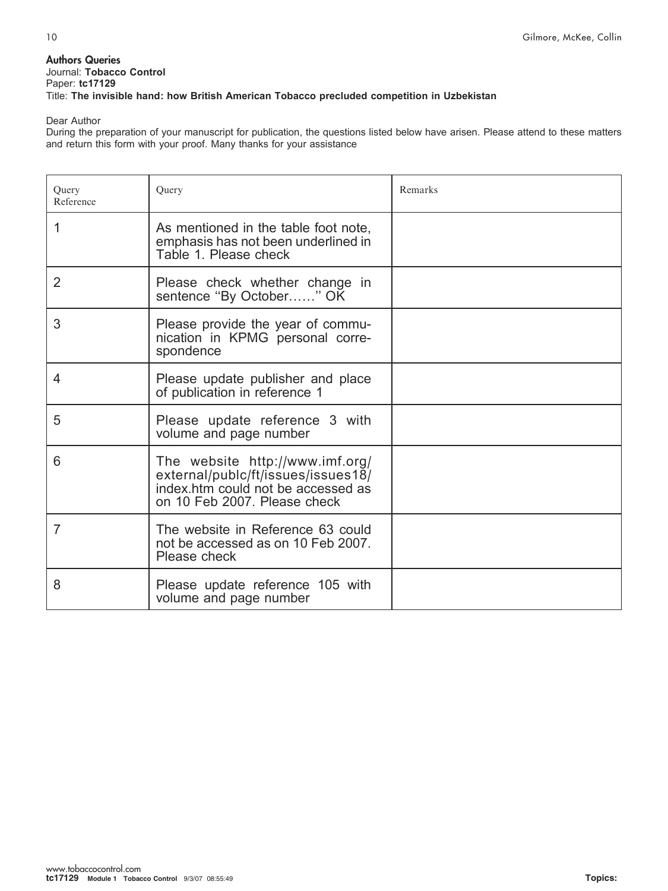**Authors Queries**

Journal: **Tobacco Control**

Paper: **tc17129**

Title: **The invisible hand: how British American Tobacco precluded competition in Uzbekistan**

Dear Author

During the preparation of your manuscript for publication, the questions listed below have arisen. Please attend to these matters and return this form with your proof. Many thanks for your assistance

| Query Reference | Query | Remarks |
| --- | --- | --- |
| 1 | As mentioned in the table foot note, emphasis has not been underlined in Table 1. Please check | |
| 2 | Please check whether change in sentence "By October……" OK | |
| 3 | Please provide the year of communication in KPMG personal correspondence | |
| 4 | Please update publisher and place of publication in reference 1 | |
| 5 | Please update reference 3 with volume and page number | |
| 6 | The website http://www.imf.org/external/publc/ft/issues/issues18/index.htm could not be accessed as on 10 Feb 2007. Please check | |
| 7 | The website in Reference 63 could not be accessed as on 10 Feb 2007. Please check | |
| 8 | Please update reference 105 with volume and page number | |

tc17129 Module 1 Tobacco Control 9/3/07 08:55:49

Topics: